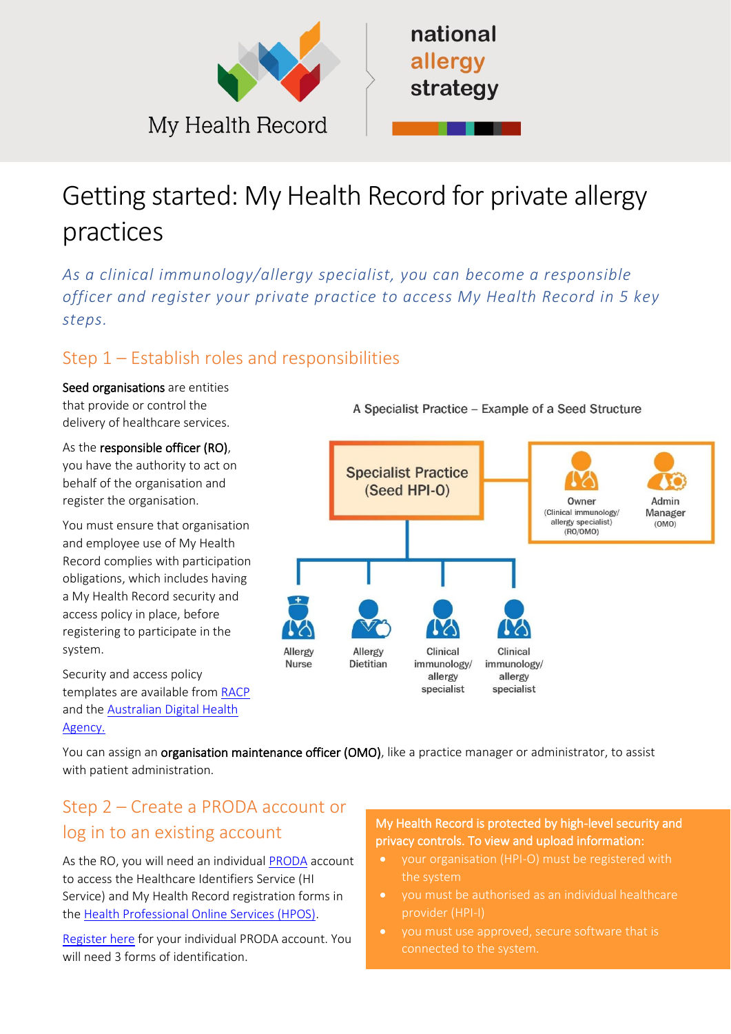My Health Record

national allergy strategy

# Getting started: My Health Record for private allergy practices

*As a clinical immunology/allergy specialist, you can become a responsible officer and register your private practice to access My Health Record in 5 key steps.*

## Step 1 – Establish roles and responsibilities

**Seed organisations** are entities that provide or control the delivery of healthcare services.

As the **responsible officer (RO)**, you have the authority to act on behalf of the organisation and register the organisation.

You must ensure that organisation and employee use of My Health Record complies with participation obligations, which includes having a My Health Record security and access policy in place, before registering to participate in the system.

Security and access policy templates are available from RACP and the Australian Digital Health Agency.

A Specialist Practice – Example of a Seed Structure

Specialist Practice (Seed HPI-O)

Owner (Clinical immunology/ allergy specialist) (RO/OMO)

Admin Manager (OMO)

Allergy Nurse

Allergy Dietitian

Clinical immunology/ allergy specialist

Clinical immunology/ allergy specialist

You can assign an **organisation maintenance officer (OMO)**, like a practice manager or administrator, to assist with patient administration.

## Step 2 – Create a PRODA account or log in to an existing account

As the RO, you will need an individual PRODA account to access the Healthcare Identifiers Service (HI Service) and My Health Record registration forms in the Health Professional Online Services (HPOS).

Register here for your individual PRODA account. You will need 3 forms of identification.

**My Health Record is protected by high-level security and privacy controls. To view and upload information:**

- your organisation (HPI-O) must be registered with the system
- you must be authorised as an individual healthcare provider (HPI-I)
- you must use approved, secure software that is connected to the system.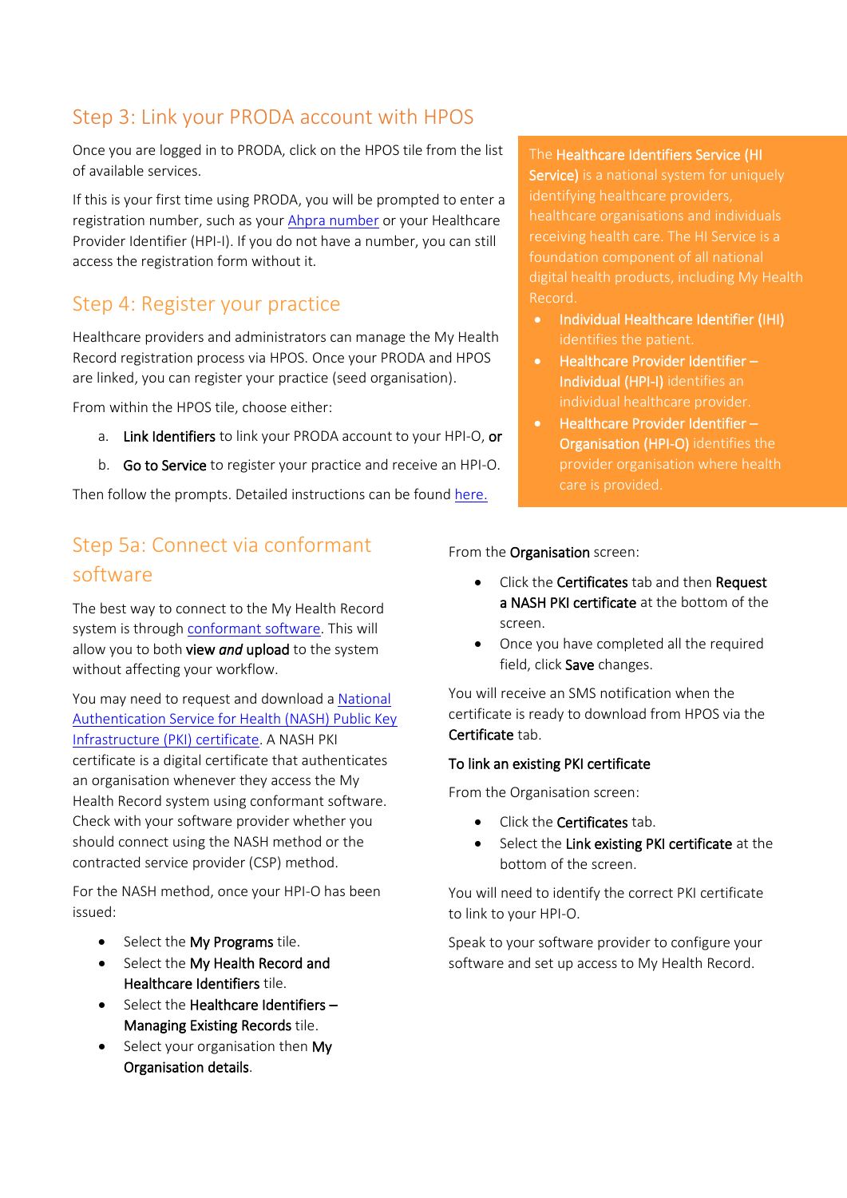## Step 3: Link your PRODA account with HPOS

Once you are logged in to PRODA, click on the HPOS tile from the list of available services.

If this is your first time using PRODA, you will be prompted to enter a registration number, such as your Ahpra number or your Healthcare Provider Identifier (HPI-I). If you do not have a number, you can still access the registration form without it.

## Step 4: Register your practice

Healthcare providers and administrators can manage the My Health Record registration process via HPOS. Once your PRODA and HPOS are linked, you can register your practice (seed organisation).

From within the HPOS tile, choose either:

a. **Link Identifiers** to link your PRODA account to your HPI-O, **or**

b. **Go to Service** to register your practice and receive an HPI-O.

Then follow the prompts. Detailed instructions can be found here.

The **Healthcare Identifiers Service (HI Service)** is a national system for uniquely identifying healthcare providers, healthcare organisations and individuals receiving health care. The HI Service is a foundation component of all national digital health products, including My Health Record.

- **Individual Healthcare Identifier (IHI)** identifies the patient.
- **Healthcare Provider Identifier – Individual (HPI-I)** identifies an individual healthcare provider.
- **Healthcare Provider Identifier – Organisation (HPI-O)** identifies the provider organisation where health care is provided.

## Step 5a: Connect via conformant software

The best way to connect to the My Health Record system is through conformant software. This will allow you to both **view *and* upload** to the system without affecting your workflow.

You may need to request and download a National Authentication Service for Health (NASH) Public Key Infrastructure (PKI) certificate. A NASH PKI certificate is a digital certificate that authenticates an organisation whenever they access the My Health Record system using conformant software. Check with your software provider whether you should connect using the NASH method or the contracted service provider (CSP) method.

For the NASH method, once your HPI-O has been issued:

- Select the **My Programs** tile.
- Select the **My Health Record and Healthcare Identifiers** tile.
- Select the **Healthcare Identifiers – Managing Existing Records** tile.
- Select your organisation then **My Organisation details**.

From the **Organisation** screen:

- Click the **Certificates** tab and then **Request a NASH PKI certificate** at the bottom of the screen.
- Once you have completed all the required field, click **Save** changes.

You will receive an SMS notification when the certificate is ready to download from HPOS via the **Certificate** tab.

**To link an existing PKI certificate**

From the Organisation screen:

- Click the **Certificates** tab.
- Select the **Link existing PKI certificate** at the bottom of the screen.

You will need to identify the correct PKI certificate to link to your HPI-O.

Speak to your software provider to configure your software and set up access to My Health Record.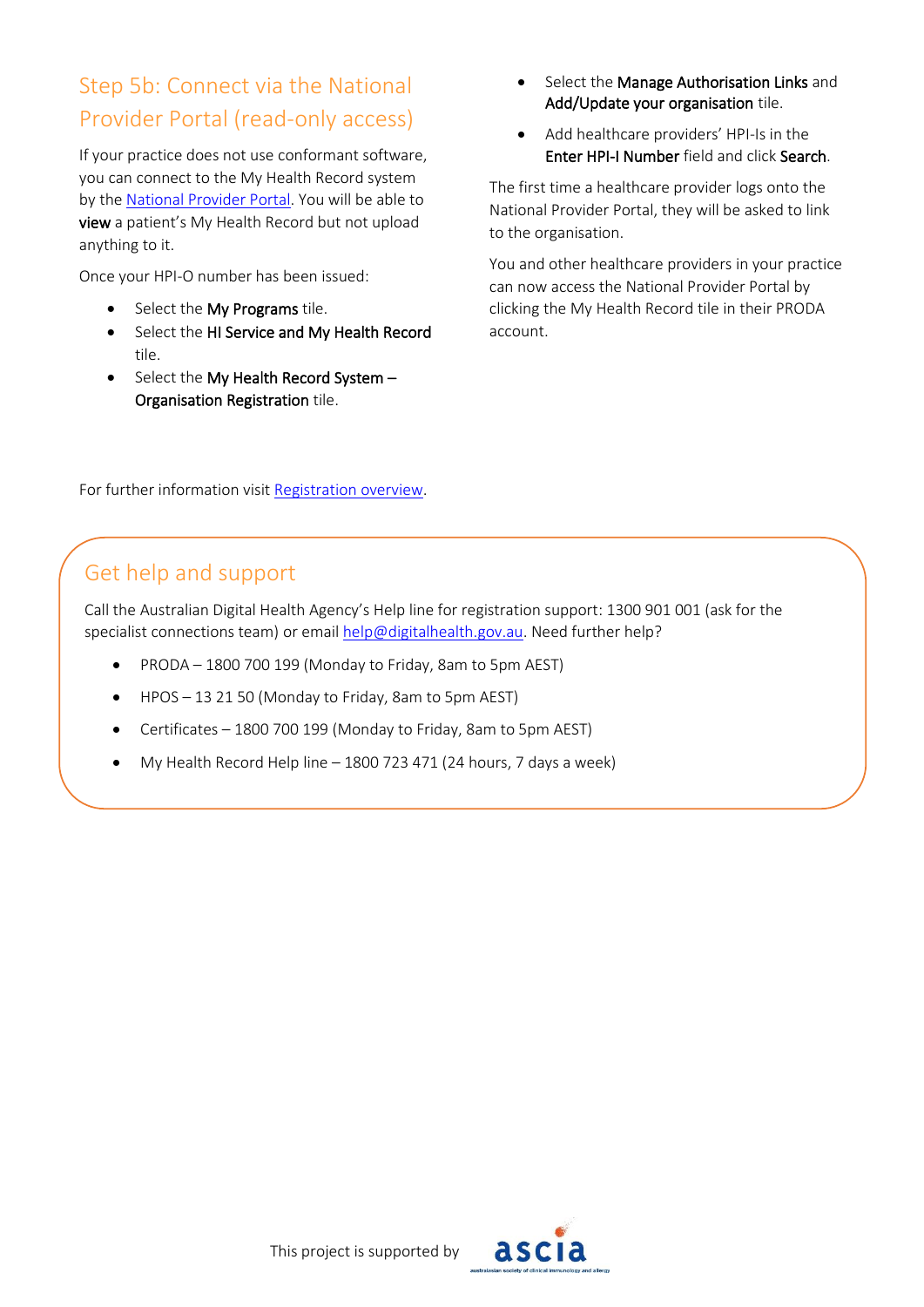## Step 5b: Connect via the National Provider Portal (read-only access)

If your practice does not use conformant software, you can connect to the My Health Record system by the [National Provider Portal](). You will be able to **view** a patient's My Health Record but not upload anything to it.

Once your HPI-O number has been issued:

- Select the **My Programs** tile.
- Select the **HI Service and My Health Record** tile.
- Select the **My Health Record System – Organisation Registration** tile.
- Select the **Manage Authorisation Links** and **Add/Update your organisation** tile.
- Add healthcare providers' HPI-Is in the **Enter HPI-I Number** field and click **Search**.

The first time a healthcare provider logs onto the National Provider Portal, they will be asked to link to the organisation.

You and other healthcare providers in your practice can now access the National Provider Portal by clicking the My Health Record tile in their PRODA account.

For further information visit [Registration overview]().

## Get help and support

Call the Australian Digital Health Agency's Help line for registration support: 1300 901 001 (ask for the specialist connections team) or email [help@digitalhealth.gov.au](). Need further help?

- PRODA – 1800 700 199 (Monday to Friday, 8am to 5pm AEST)
- HPOS – 13 21 50 (Monday to Friday, 8am to 5pm AEST)
- Certificates – 1800 700 199 (Monday to Friday, 8am to 5pm AEST)
- My Health Record Help line – 1800 723 471 (24 hours, 7 days a week)

This project is supported by ascia

australasian society of clinical immunology and allergy